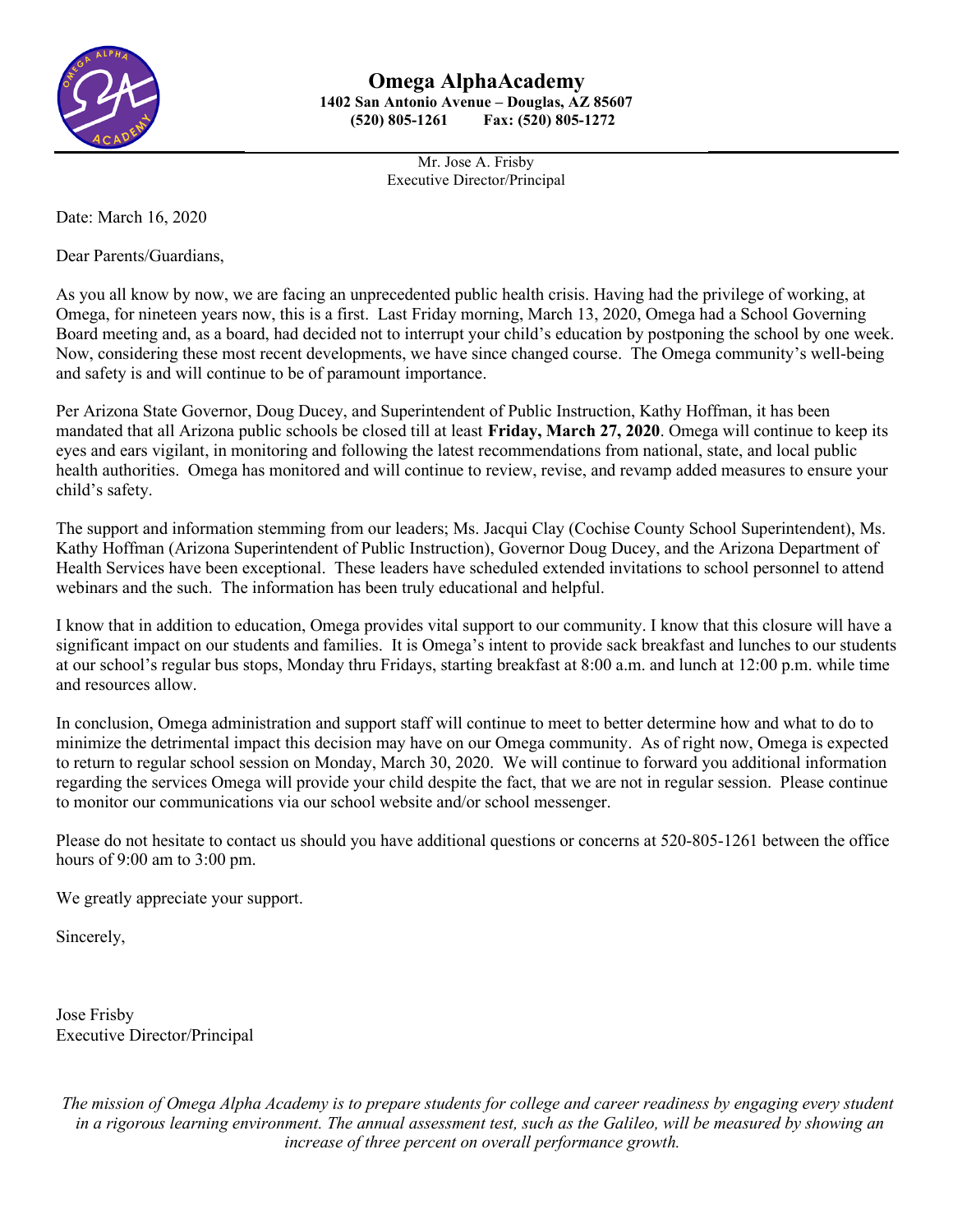# Omega AlphaAcademy

**1402 San Antonio Avenue – Douglas, AZ 85607**
**(520) 805-1261 Fax: (520) 805-1272**

Mr. Jose A. Frisby
Executive Director/Principal

Date: March 16, 2020

Dear Parents/Guardians,

As you all know by now, we are facing an unprecedented public health crisis. Having had the privilege of working, at Omega, for nineteen years now, this is a first. Last Friday morning, March 13, 2020, Omega had a School Governing Board meeting and, as a board, had decided not to interrupt your child's education by postponing the school by one week. Now, considering these most recent developments, we have since changed course. The Omega community's well-being and safety is and will continue to be of paramount importance.

Per Arizona State Governor, Doug Ducey, and Superintendent of Public Instruction, Kathy Hoffman, it has been mandated that all Arizona public schools be closed till at least **Friday, March 27, 2020**. Omega will continue to keep its eyes and ears vigilant, in monitoring and following the latest recommendations from national, state, and local public health authorities. Omega has monitored and will continue to review, revise, and revamp added measures to ensure your child's safety.

The support and information stemming from our leaders; Ms. Jacqui Clay (Cochise County School Superintendent), Ms. Kathy Hoffman (Arizona Superintendent of Public Instruction), Governor Doug Ducey, and the Arizona Department of Health Services have been exceptional. These leaders have scheduled extended invitations to school personnel to attend webinars and the such. The information has been truly educational and helpful.

I know that in addition to education, Omega provides vital support to our community. I know that this closure will have a significant impact on our students and families. It is Omega's intent to provide sack breakfast and lunches to our students at our school's regular bus stops, Monday thru Fridays, starting breakfast at 8:00 a.m. and lunch at 12:00 p.m. while time and resources allow.

In conclusion, Omega administration and support staff will continue to meet to better determine how and what to do to minimize the detrimental impact this decision may have on our Omega community. As of right now, Omega is expected to return to regular school session on Monday, March 30, 2020. We will continue to forward you additional information regarding the services Omega will provide your child despite the fact, that we are not in regular session. Please continue to monitor our communications via our school website and/or school messenger.

Please do not hesitate to contact us should you have additional questions or concerns at 520-805-1261 between the office hours of 9:00 am to 3:00 pm.

We greatly appreciate your support.

Sincerely,

Jose Frisby
Executive Director/Principal

*The mission of Omega Alpha Academy is to prepare students for college and career readiness by engaging every student in a rigorous learning environment. The annual assessment test, such as the Galileo, will be measured by showing an increase of three percent on overall performance growth.*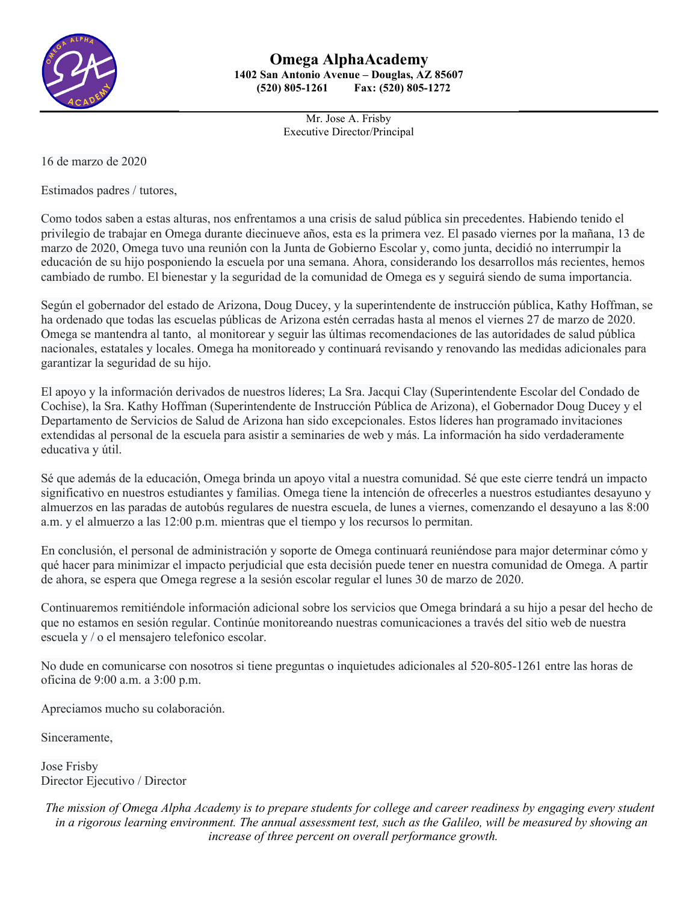# Omega AlphaAcademy

**1402 San Antonio Avenue – Douglas, AZ 85607**
**(520) 805-1261 Fax: (520) 805-1272**

Mr. Jose A. Frisby
Executive Director/Principal

16 de marzo de 2020

Estimados padres / tutores,

Como todos saben a estas alturas, nos enfrentamos a una crisis de salud pública sin precedentes. Habiendo tenido el privilegio de trabajar en Omega durante diecinueve años, esta es la primera vez. El pasado viernes por la mañana, 13 de marzo de 2020, Omega tuvo una reunión con la Junta de Gobierno Escolar y, como junta, decidió no interrumpir la educación de su hijo posponiendo la escuela por una semana. Ahora, considerando los desarrollos más recientes, hemos cambiado de rumbo. El bienestar y la seguridad de la comunidad de Omega es y seguirá siendo de suma importancia.

Según el gobernador del estado de Arizona, Doug Ducey, y la superintendente de instrucción pública, Kathy Hoffman, se ha ordenado que todas las escuelas públicas de Arizona estén cerradas hasta al menos el viernes 27 de marzo de 2020. Omega se mantendra al tanto, al monitorear y seguir las últimas recomendaciones de las autoridades de salud pública nacionales, estatales y locales. Omega ha monitoreado y continuará revisando y renovando las medidas adicionales para garantizar la seguridad de su hijo.

El apoyo y la información derivados de nuestros líderes; La Sra. Jacqui Clay (Superintendente Escolar del Condado de Cochise), la Sra. Kathy Hoffman (Superintendente de Instrucción Pública de Arizona), el Gobernador Doug Ducey y el Departamento de Servicios de Salud de Arizona han sido excepcionales. Estos líderes han programado invitaciones extendidas al personal de la escuela para asistir a seminaries de web y más. La información ha sido verdaderamente educativa y útil.

Sé que además de la educación, Omega brinda un apoyo vital a nuestra comunidad. Sé que este cierre tendrá un impacto significativo en nuestros estudiantes y familias. Omega tiene la intención de ofrecerles a nuestros estudiantes desayuno y almuerzos en las paradas de autobús regulares de nuestra escuela, de lunes a viernes, comenzando el desayuno a las 8:00 a.m. y el almuerzo a las 12:00 p.m. mientras que el tiempo y los recursos lo permitan.

En conclusión, el personal de administración y soporte de Omega continuará reuniéndose para major determinar cómo y qué hacer para minimizar el impacto perjudicial que esta decisión puede tener en nuestra comunidad de Omega. A partir de ahora, se espera que Omega regrese a la sesión escolar regular el lunes 30 de marzo de 2020.

Continuaremos remitiéndole información adicional sobre los servicios que Omega brindará a su hijo a pesar del hecho de que no estamos en sesión regular. Continúe monitoreando nuestras comunicaciones a través del sitio web de nuestra escuela y / o el mensajero telefonico escolar.

No dude en comunicarse con nosotros si tiene preguntas o inquietudes adicionales al 520-805-1261 entre las horas de oficina de 9:00 a.m. a 3:00 p.m.

Apreciamos mucho su colaboración.

Sinceramente,

Jose Frisby
Director Ejecutivo / Director

*The mission of Omega Alpha Academy is to prepare students for college and career readiness by engaging every student in a rigorous learning environment. The annual assessment test, such as the Galileo, will be measured by showing an increase of three percent on overall performance growth.*